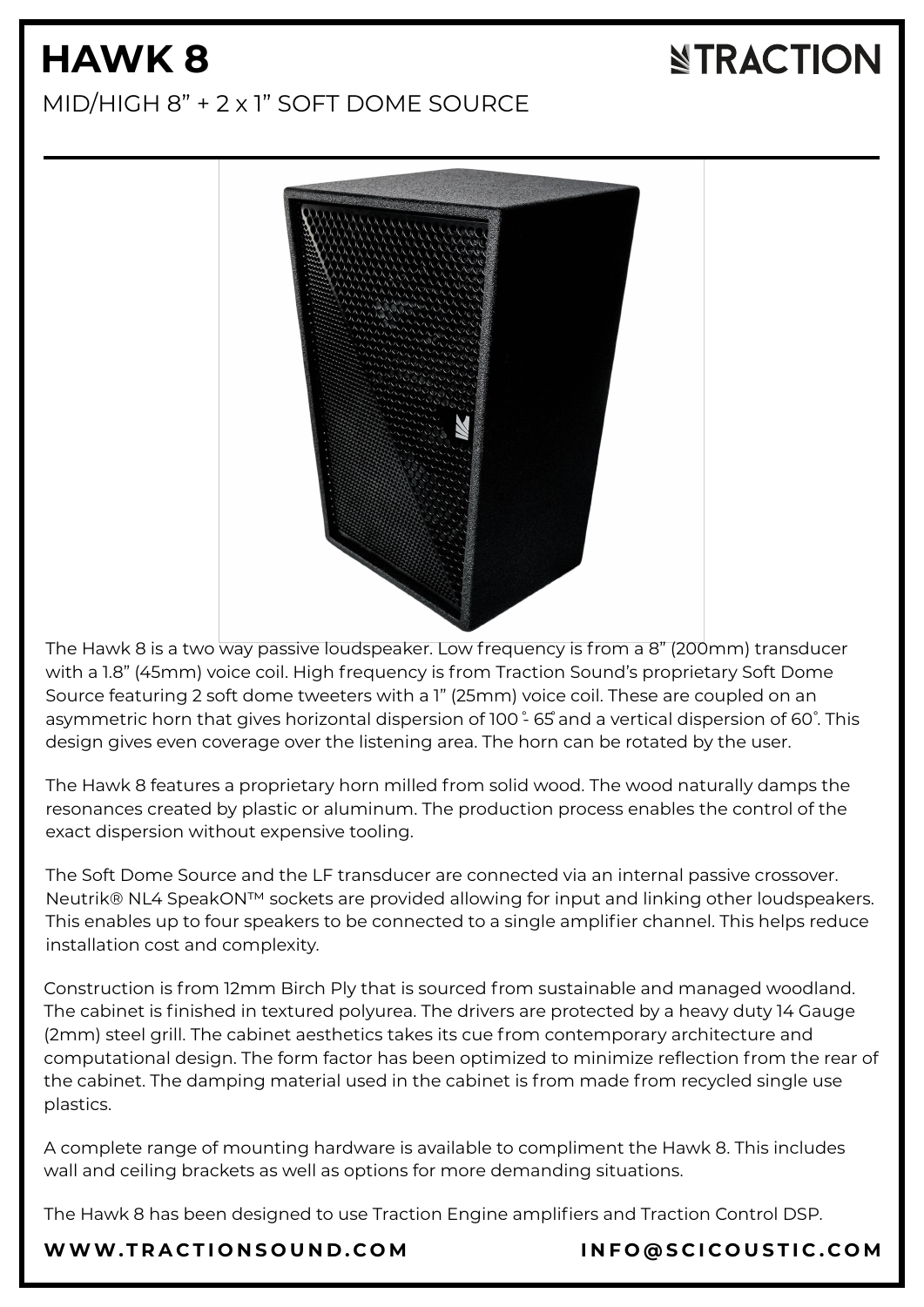# HAWK 8

TRACTION

MID/HIGH 8” + 2 x 1” SOFT DOME SOURCE

The Hawk 8 is a two way passive loudspeaker. Low frequency is from a 8” (200mm) transducer with a 1.8” (45mm) voice coil. High frequency is from Traction Sound’s proprietary Soft Dome Source featuring 2 soft dome tweeters with a 1” (25mm) voice coil. These are coupled on an asymmetric horn that gives horizontal dispersion of 100˚- 65˚and a vertical dispersion of 60˚. This design gives even coverage over the listening area. The horn can be rotated by the user.

The Hawk 8 features a proprietary horn milled from solid wood. The wood naturally damps the resonances created by plastic or aluminum. The production process enables the control of the exact dispersion without expensive tooling.

The Soft Dome Source and the LF transducer are connected via an internal passive crossover. Neutrik® NL4 SpeakON™ sockets are provided allowing for input and linking other loudspeakers. This enables up to four speakers to be connected to a single amplifier channel. This helps reduce installation cost and complexity.

Construction is from 12mm Birch Ply that is sourced from sustainable and managed woodland. The cabinet is finished in textured polyurea. The drivers are protected by a heavy duty 14 Gauge (2mm) steel grill. The cabinet aesthetics takes its cue from contemporary architecture and computational design. The form factor has been optimized to minimize reflection from the rear of the cabinet. The damping material used in the cabinet is from made from recycled single use plastics.

A complete range of mounting hardware is available to compliment the Hawk 8. This includes wall and ceiling brackets as well as options for more demanding situations.

The Hawk 8 has been designed to use Traction Engine amplifiers and Traction Control DSP.

**WWW.TRACTIONSOUND.COM** **INFO@SCICOUSTIC.COM**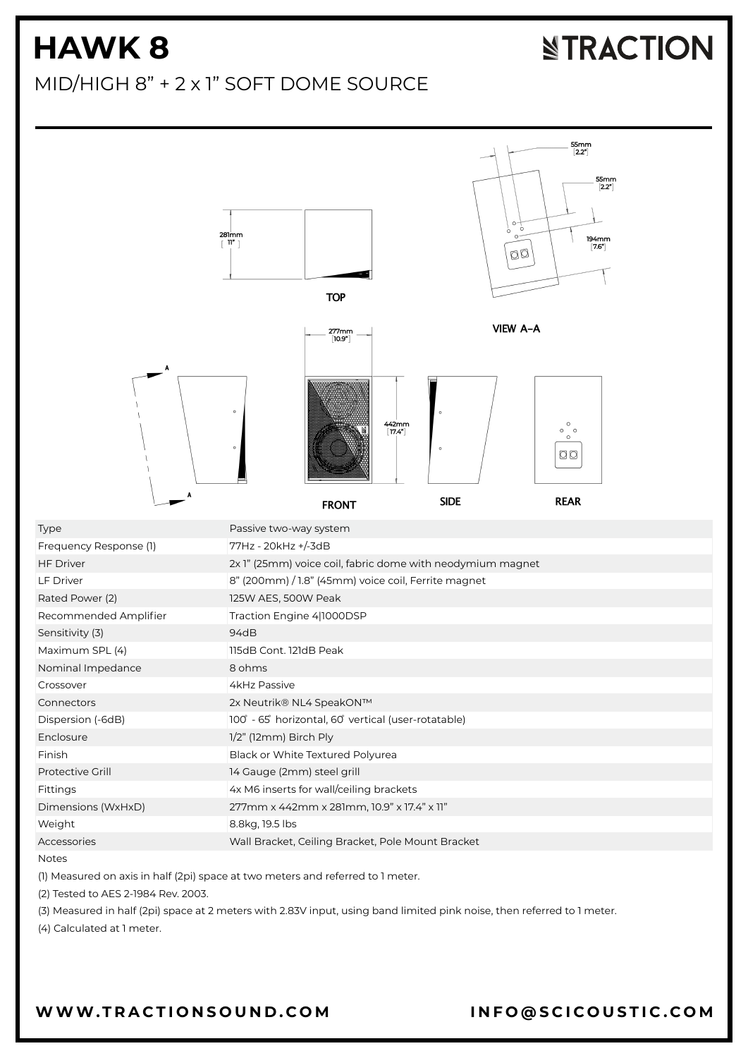# HAWK 8

TRACTION

## MID/HIGH 8" + 2 x 1" SOFT DOME SOURCE

55mm [2.2"]

55mm [2.2"]

194mm [7.6"]

281mm [11"]

TOP

VIEW A-A

277mm [10.9"]

442mm [17.4"]

A

A

FRONT

SIDE

REAR

| | |
|---|---|
| Type | Passive two-way system |
| Frequency Response (1) | 77Hz - 20kHz +/-3dB |
| HF Driver | 2x 1" (25mm) voice coil, fabric dome with neodymium magnet |
| LF Driver | 8" (200mm) / 1.8" (45mm) voice coil, Ferrite magnet |
| Rated Power (2) | 125W AES, 500W Peak |
| Recommended Amplifier | Traction Engine 4\|1000DSP |
| Sensitivity (3) | 94dB |
| Maximum SPL (4) | 115dB Cont. 121dB Peak |
| Nominal Impedance | 8 ohms |
| Crossover | 4kHz Passive |
| Connectors | 2x Neutrik® NL4 SpeakON™ |
| Dispersion (-6dB) | 100° - 65° horizontal, 60° vertical (user-rotatable) |
| Enclosure | 1/2" (12mm) Birch Ply |
| Finish | Black or White Textured Polyurea |
| Protective Grill | 14 Gauge (2mm) steel grill |
| Fittings | 4x M6 inserts for wall/ceiling brackets |
| Dimensions (WxHxD) | 277mm x 442mm x 281mm, 10.9" x 17.4" x 11" |
| Weight | 8.8kg, 19.5 lbs |
| Accessories | Wall Bracket, Ceiling Bracket, Pole Mount Bracket |

Notes

(1) Measured on axis in half (2pi) space at two meters and referred to 1 meter.

(2) Tested to AES 2-1984 Rev. 2003.

(3) Measured in half (2pi) space at 2 meters with 2.83V input, using band limited pink noise, then referred to 1 meter.

(4) Calculated at 1 meter.

**WWW.TRACTIONSOUND.COM** **INFO@SCICOUSTIC.COM**